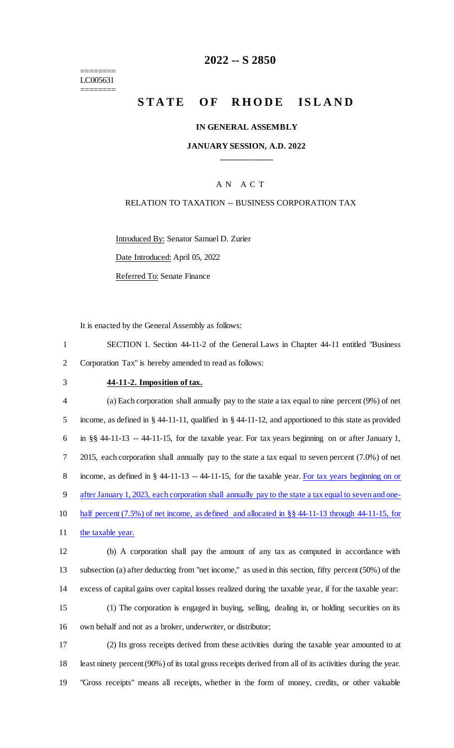========
LC005631
========

# 2022 -- S 2850

# STATE OF RHODE ISLAND

**IN GENERAL ASSEMBLY**

**JANUARY SESSION, A.D. 2022**

____________

A N A C T

RELATION TO TAXATION -- BUSINESS CORPORATION TAX

Introduced By: Senator Samuel D. Zurier

Date Introduced: April 05, 2022

Referred To: Senate Finance

It is enacted by the General Assembly as follows:

1 SECTION 1. Section 44-11-2 of the General Laws in Chapter 44-11 entitled "Business
2 Corporation Tax" is hereby amended to read as follows:

3 **44-11-2. Imposition of tax.**

4 (a) Each corporation shall annually pay to the state a tax equal to nine percent (9%) of net
5 income, as defined in § 44-11-11, qualified in § 44-11-12, and apportioned to this state as provided
6 in §§ 44-11-13 -- 44-11-15, for the taxable year. For tax years beginning on or after January 1,
7 2015, each corporation shall annually pay to the state a tax equal to seven percent (7.0%) of net
8 income, as defined in § 44-11-13 -- 44-11-15, for the taxable year. For tax years beginning on or
9 after January 1, 2023, each corporation shall annually pay to the state a tax equal to seven and one-
10 half percent (7.5%) of net income, as defined and allocated in §§ 44-11-13 through 44-11-15, for
11 the taxable year.

12 (b) A corporation shall pay the amount of any tax as computed in accordance with
13 subsection (a) after deducting from "net income," as used in this section, fifty percent (50%) of the
14 excess of capital gains over capital losses realized during the taxable year, if for the taxable year:

15 (1) The corporation is engaged in buying, selling, dealing in, or holding securities on its
16 own behalf and not as a broker, underwriter, or distributor;

17 (2) Its gross receipts derived from these activities during the taxable year amounted to at
18 least ninety percent (90%) of its total gross receipts derived from all of its activities during the year.
19 "Gross receipts" means all receipts, whether in the form of money, credits, or other valuable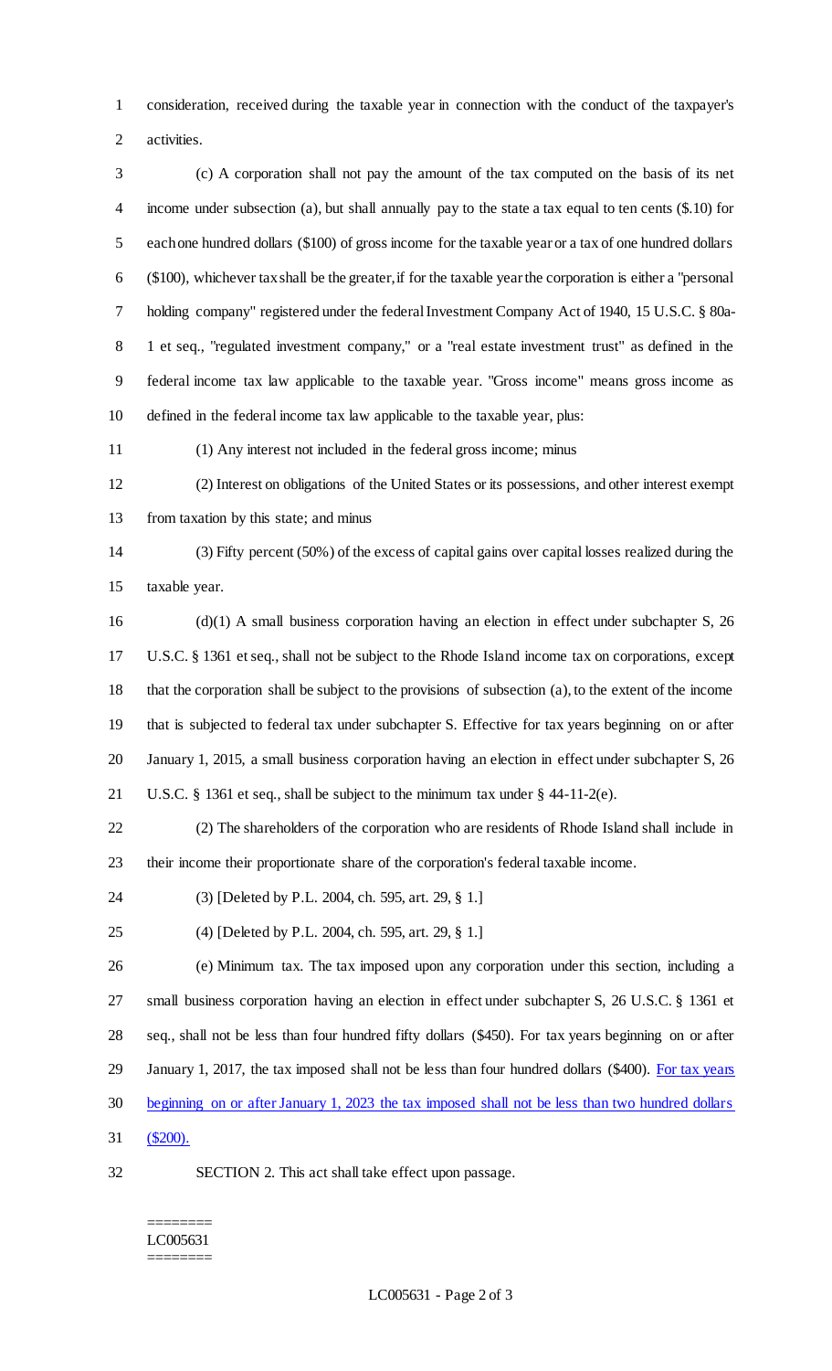consideration, received during the taxable year in connection with the conduct of the taxpayer's activities.

(c) A corporation shall not pay the amount of the tax computed on the basis of its net income under subsection (a), but shall annually pay to the state a tax equal to ten cents ($.10) for each one hundred dollars ($100) of gross income for the taxable year or a tax of one hundred dollars ($100), whichever tax shall be the greater, if for the taxable year the corporation is either a "personal holding company" registered under the federal Investment Company Act of 1940, 15 U.S.C. § 80a-1 et seq., "regulated investment company," or a "real estate investment trust" as defined in the federal income tax law applicable to the taxable year. "Gross income" means gross income as defined in the federal income tax law applicable to the taxable year, plus:

(1) Any interest not included in the federal gross income; minus

(2) Interest on obligations of the United States or its possessions, and other interest exempt from taxation by this state; and minus

(3) Fifty percent (50%) of the excess of capital gains over capital losses realized during the taxable year.

(d)(1) A small business corporation having an election in effect under subchapter S, 26 U.S.C. § 1361 et seq., shall not be subject to the Rhode Island income tax on corporations, except that the corporation shall be subject to the provisions of subsection (a), to the extent of the income that is subjected to federal tax under subchapter S. Effective for tax years beginning on or after January 1, 2015, a small business corporation having an election in effect under subchapter S, 26 U.S.C. § 1361 et seq., shall be subject to the minimum tax under § 44-11-2(e).

(2) The shareholders of the corporation who are residents of Rhode Island shall include in their income their proportionate share of the corporation's federal taxable income.

(3) [Deleted by P.L. 2004, ch. 595, art. 29, § 1.]

(4) [Deleted by P.L. 2004, ch. 595, art. 29, § 1.]

(e) Minimum tax. The tax imposed upon any corporation under this section, including a small business corporation having an election in effect under subchapter S, 26 U.S.C. § 1361 et seq., shall not be less than four hundred fifty dollars ($450). For tax years beginning on or after January 1, 2017, the tax imposed shall not be less than four hundred dollars ($400). For tax years beginning on or after January 1, 2023 the tax imposed shall not be less than two hundred dollars ($200).

SECTION 2. This act shall take effect upon passage.

========
LC005631
========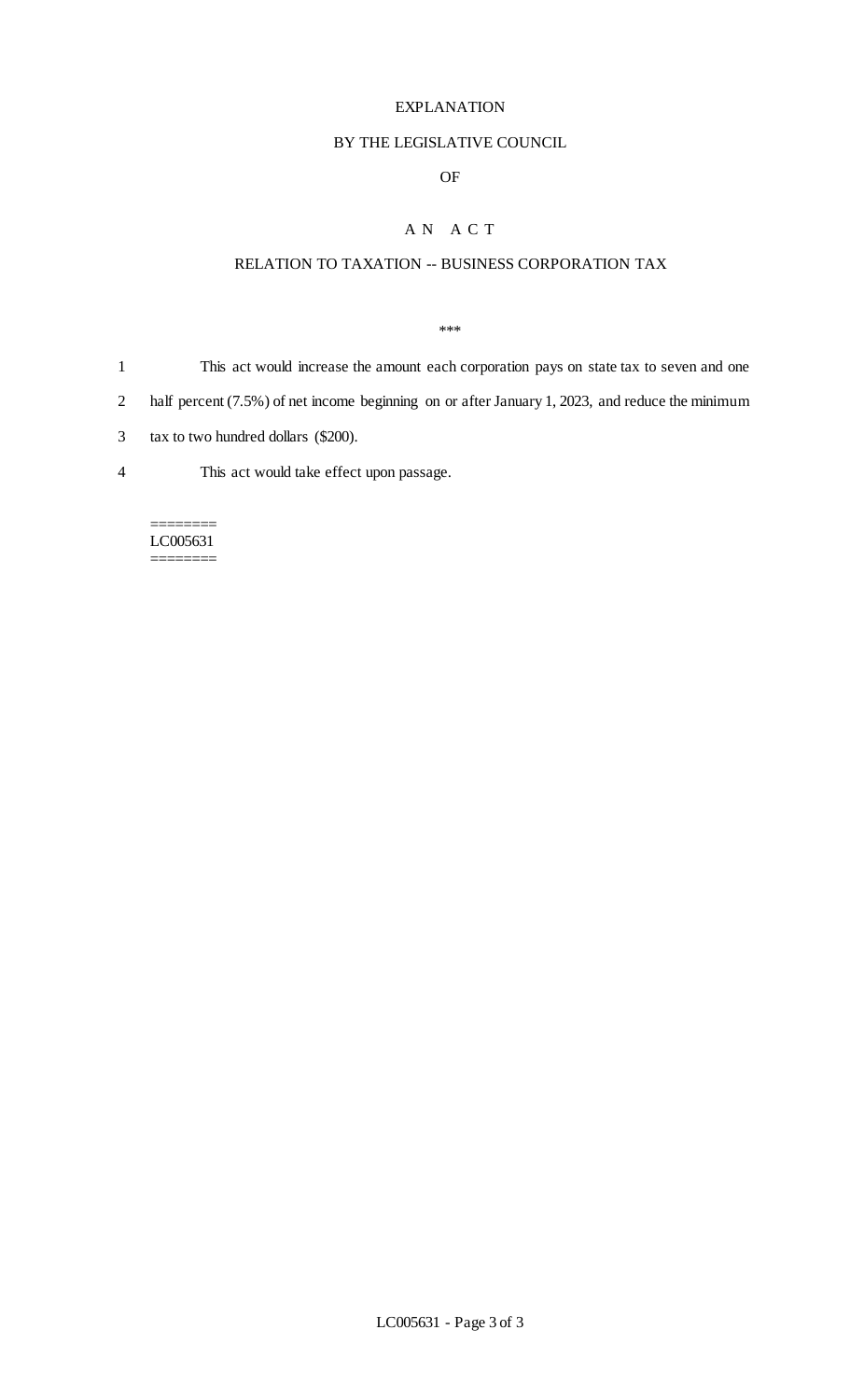EXPLANATION

BY THE LEGISLATIVE COUNCIL

OF

# A N A C T

RELATION TO TAXATION -- BUSINESS CORPORATION TAX

\*\*\*

This act would increase the amount each corporation pays on state tax to seven and one half percent (7.5%) of net income beginning on or after January 1, 2023, and reduce the minimum tax to two hundred dollars ($200).

This act would take effect upon passage.

========
LC005631
========